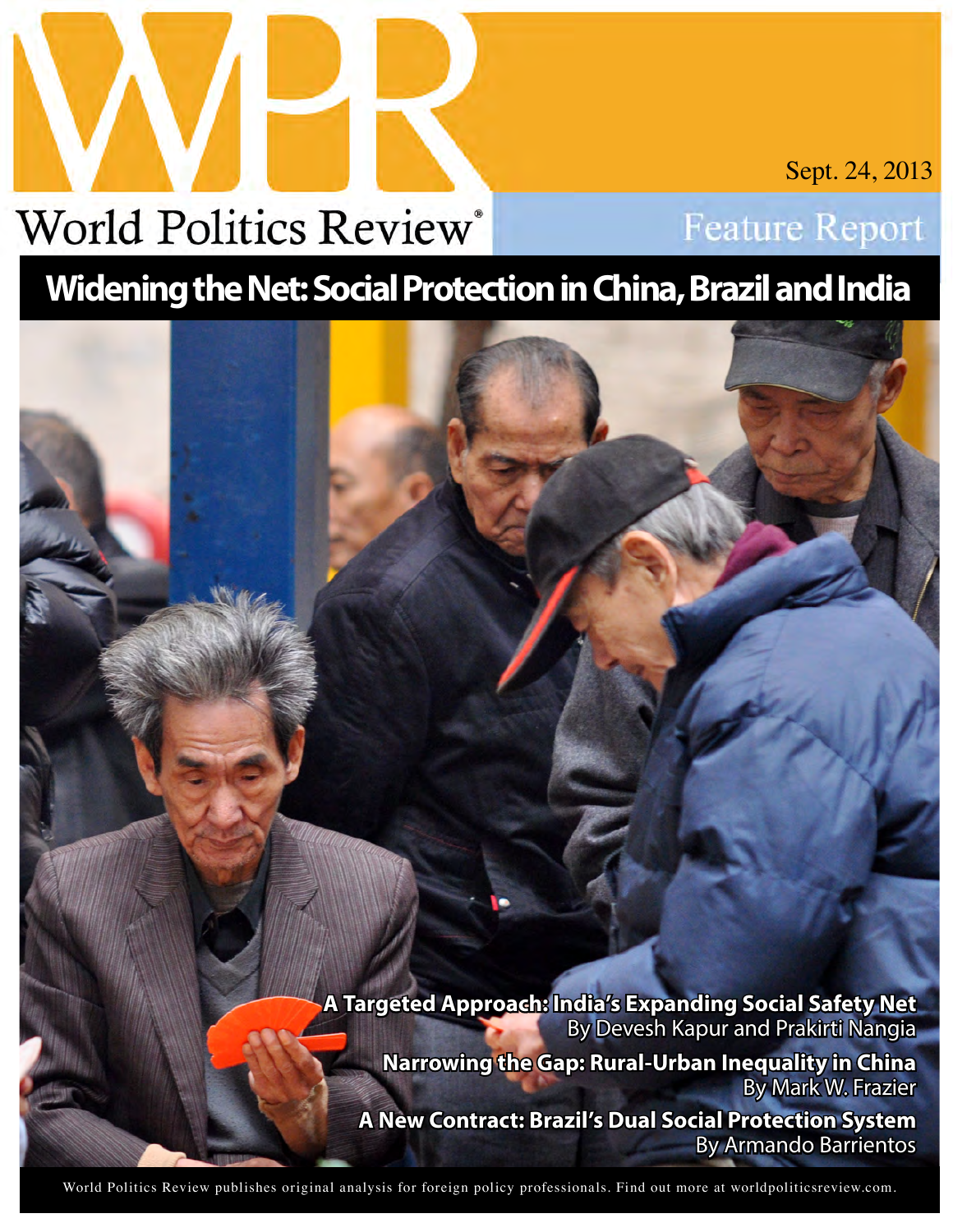# World Politics Review®

Sept. 24, 2013

Feature Report

## Widening the Net: Social Protection in China, Brazil and India

**A Targeted Approach: India's Expanding Social Safety Net**
By Devesh Kapur and Prakirti Nangia

**Narrowing the Gap: Rural-Urban Inequality in China**
By Mark W. Frazier

**A New Contract: Brazil's Dual Social Protection System**
By Armando Barrientos

World Politics Review publishes original analysis for foreign policy professionals. Find out more at worldpoliticsreview.com.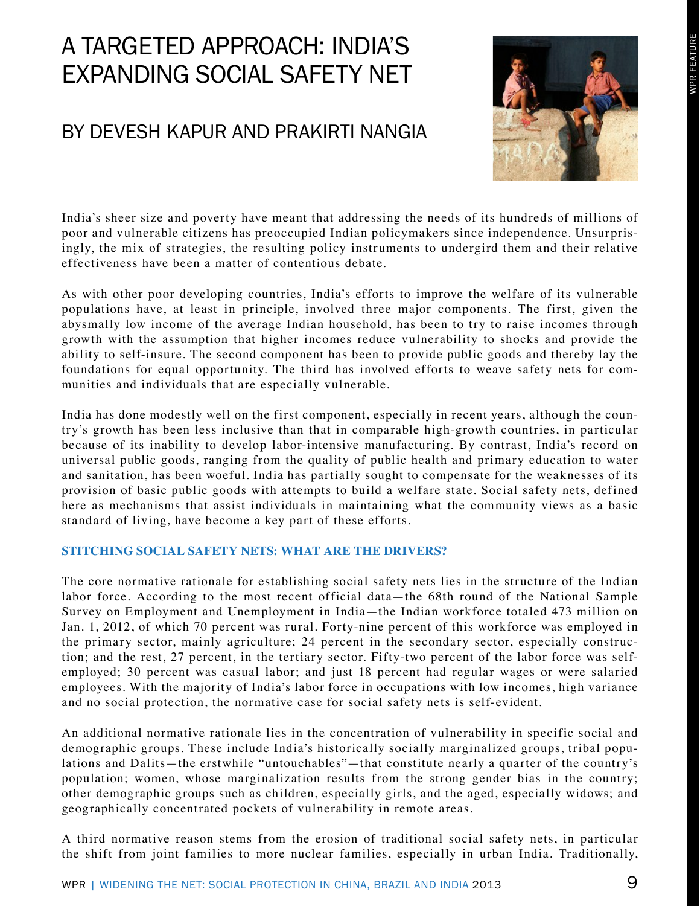# A TARGETED APPROACH: INDIA'S EXPANDING SOCIAL SAFETY NET

## BY DEVESH KAPUR AND PRAKIRTI NANGIA

India's sheer size and poverty have meant that addressing the needs of its hundreds of millions of poor and vulnerable citizens has preoccupied Indian policymakers since independence. Unsurprisingly, the mix of strategies, the resulting policy instruments to undergird them and their relative effectiveness have been a matter of contentious debate.

As with other poor developing countries, India's efforts to improve the welfare of its vulnerable populations have, at least in principle, involved three major components. The first, given the abysmally low income of the average Indian household, has been to try to raise incomes through growth with the assumption that higher incomes reduce vulnerability to shocks and provide the ability to self-insure. The second component has been to provide public goods and thereby lay the foundations for equal opportunity. The third has involved efforts to weave safety nets for communities and individuals that are especially vulnerable.

India has done modestly well on the first component, especially in recent years, although the country's growth has been less inclusive than that in comparable high-growth countries, in particular because of its inability to develop labor-intensive manufacturing. By contrast, India's record on universal public goods, ranging from the quality of public health and primary education to water and sanitation, has been woeful. India has partially sought to compensate for the weaknesses of its provision of basic public goods with attempts to build a welfare state. Social safety nets, defined here as mechanisms that assist individuals in maintaining what the community views as a basic standard of living, have become a key part of these efforts.

### STITCHING SOCIAL SAFETY NETS: WHAT ARE THE DRIVERS?

The core normative rationale for establishing social safety nets lies in the structure of the Indian labor force. According to the most recent official data—the 68th round of the National Sample Survey on Employment and Unemployment in India—the Indian workforce totaled 473 million on Jan. 1, 2012, of which 70 percent was rural. Forty-nine percent of this workforce was employed in the primary sector, mainly agriculture; 24 percent in the secondary sector, especially construction; and the rest, 27 percent, in the tertiary sector. Fifty-two percent of the labor force was self-employed; 30 percent was casual labor; and just 18 percent had regular wages or were salaried employees. With the majority of India's labor force in occupations with low incomes, high variance and no social protection, the normative case for social safety nets is self-evident.

An additional normative rationale lies in the concentration of vulnerability in specific social and demographic groups. These include India's historically socially marginalized groups, tribal populations and Dalits—the erstwhile "untouchables"—that constitute nearly a quarter of the country's population; women, whose marginalization results from the strong gender bias in the country; other demographic groups such as children, especially girls, and the aged, especially widows; and geographically concentrated pockets of vulnerability in remote areas.

A third normative reason stems from the erosion of traditional social safety nets, in particular the shift from joint families to more nuclear families, especially in urban India. Traditionally,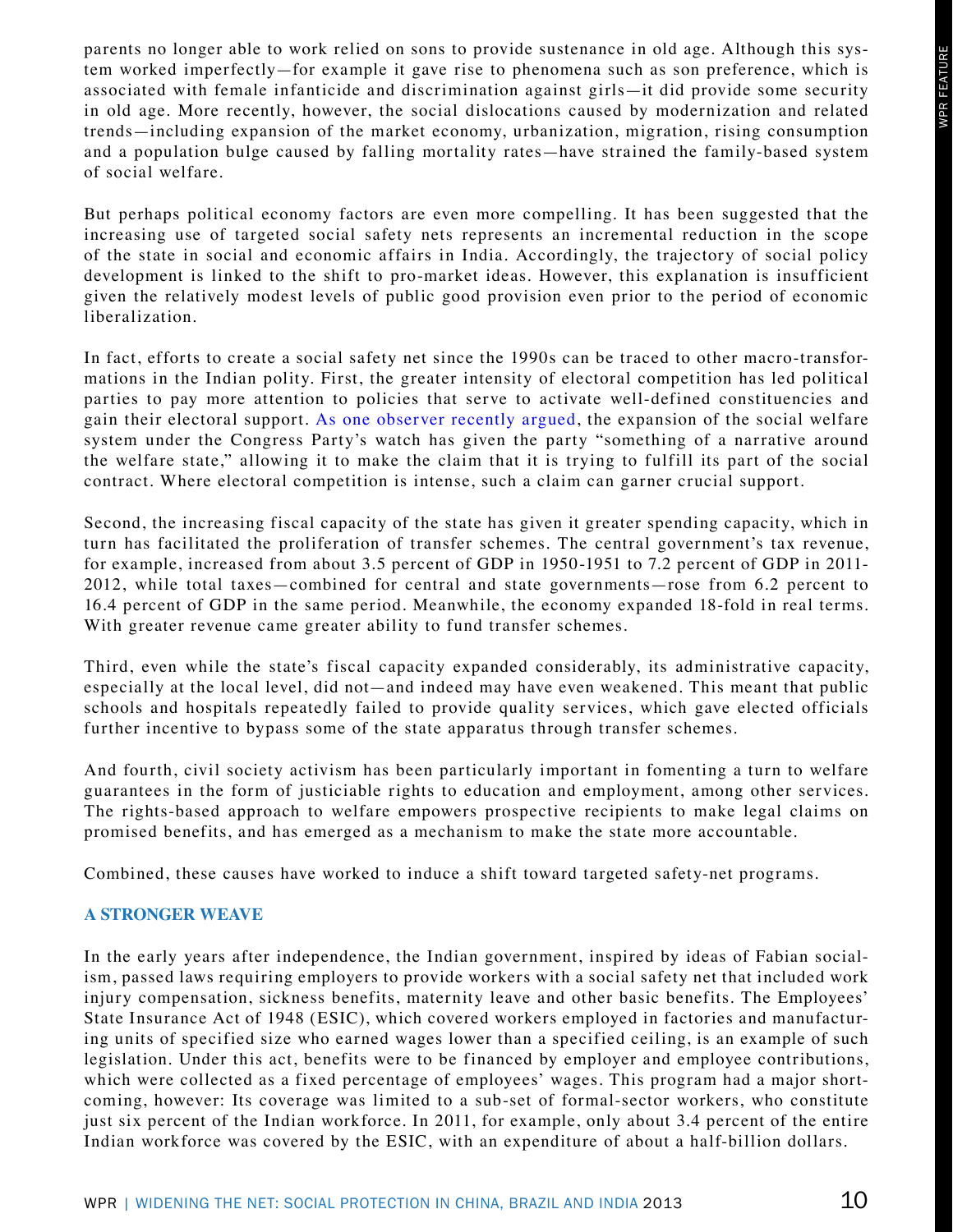parents no longer able to work relied on sons to provide sustenance in old age. Although this system worked imperfectly—for example it gave rise to phenomena such as son preference, which is associated with female infanticide and discrimination against girls—it did provide some security in old age. More recently, however, the social dislocations caused by modernization and related trends—including expansion of the market economy, urbanization, migration, rising consumption and a population bulge caused by falling mortality rates—have strained the family-based system of social welfare.

But perhaps political economy factors are even more compelling. It has been suggested that the increasing use of targeted social safety nets represents an incremental reduction in the scope of the state in social and economic affairs in India. Accordingly, the trajectory of social policy development is linked to the shift to pro-market ideas. However, this explanation is insufficient given the relatively modest levels of public good provision even prior to the period of economic liberalization.

In fact, efforts to create a social safety net since the 1990s can be traced to other macro-transformations in the Indian polity. First, the greater intensity of electoral competition has led political parties to pay more attention to policies that serve to activate well-defined constituencies and gain their electoral support. As one observer recently argued, the expansion of the social welfare system under the Congress Party's watch has given the party "something of a narrative around the welfare state," allowing it to make the claim that it is trying to fulfill its part of the social contract. Where electoral competition is intense, such a claim can garner crucial support.

Second, the increasing fiscal capacity of the state has given it greater spending capacity, which in turn has facilitated the proliferation of transfer schemes. The central government's tax revenue, for example, increased from about 3.5 percent of GDP in 1950-1951 to 7.2 percent of GDP in 2011-2012, while total taxes—combined for central and state governments—rose from 6.2 percent to 16.4 percent of GDP in the same period. Meanwhile, the economy expanded 18-fold in real terms. With greater revenue came greater ability to fund transfer schemes.

Third, even while the state's fiscal capacity expanded considerably, its administrative capacity, especially at the local level, did not—and indeed may have even weakened. This meant that public schools and hospitals repeatedly failed to provide quality services, which gave elected officials further incentive to bypass some of the state apparatus through transfer schemes.

And fourth, civil society activism has been particularly important in fomenting a turn to welfare guarantees in the form of justiciable rights to education and employment, among other services. The rights-based approach to welfare empowers prospective recipients to make legal claims on promised benefits, and has emerged as a mechanism to make the state more accountable.

Combined, these causes have worked to induce a shift toward targeted safety-net programs.

## A STRONGER WEAVE

In the early years after independence, the Indian government, inspired by ideas of Fabian socialism, passed laws requiring employers to provide workers with a social safety net that included work injury compensation, sickness benefits, maternity leave and other basic benefits. The Employees' State Insurance Act of 1948 (ESIC), which covered workers employed in factories and manufacturing units of specified size who earned wages lower than a specified ceiling, is an example of such legislation. Under this act, benefits were to be financed by employer and employee contributions, which were collected as a fixed percentage of employees' wages. This program had a major shortcoming, however: Its coverage was limited to a sub-set of formal-sector workers, who constitute just six percent of the Indian workforce. In 2011, for example, only about 3.4 percent of the entire Indian workforce was covered by the ESIC, with an expenditure of about a half-billion dollars.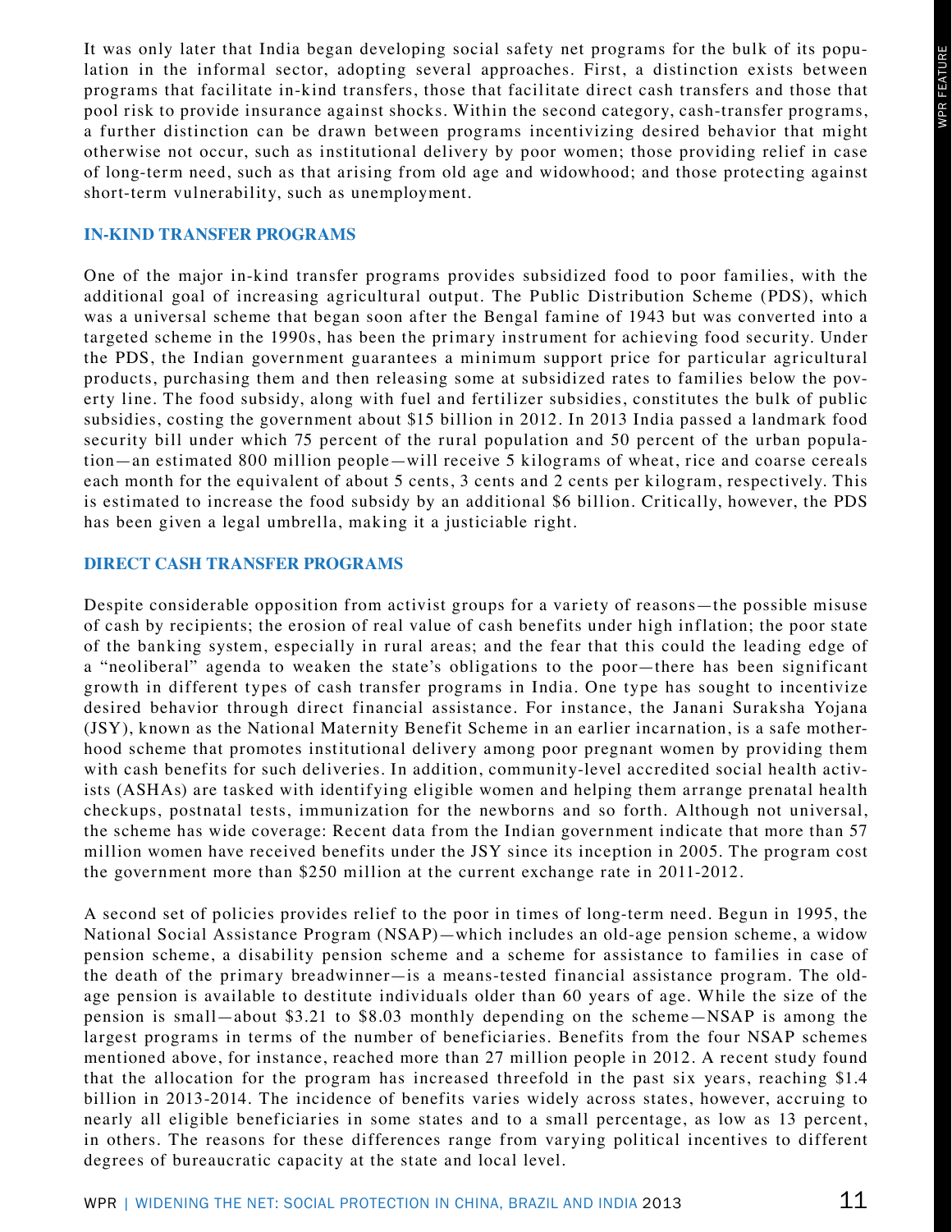It was only later that India began developing social safety net programs for the bulk of its population in the informal sector, adopting several approaches. First, a distinction exists between programs that facilitate in-kind transfers, those that facilitate direct cash transfers and those that pool risk to provide insurance against shocks. Within the second category, cash-transfer programs, a further distinction can be drawn between programs incentivizing desired behavior that might otherwise not occur, such as institutional delivery by poor women; those providing relief in case of long-term need, such as that arising from old age and widowhood; and those protecting against short-term vulnerability, such as unemployment.

## IN-KIND TRANSFER PROGRAMS

One of the major in-kind transfer programs provides subsidized food to poor families, with the additional goal of increasing agricultural output. The Public Distribution Scheme (PDS), which was a universal scheme that began soon after the Bengal famine of 1943 but was converted into a targeted scheme in the 1990s, has been the primary instrument for achieving food security. Under the PDS, the Indian government guarantees a minimum support price for particular agricultural products, purchasing them and then releasing some at subsidized rates to families below the poverty line. The food subsidy, along with fuel and fertilizer subsidies, constitutes the bulk of public subsidies, costing the government about $15 billion in 2012. In 2013 India passed a landmark food security bill under which 75 percent of the rural population and 50 percent of the urban population—an estimated 800 million people—will receive 5 kilograms of wheat, rice and coarse cereals each month for the equivalent of about 5 cents, 3 cents and 2 cents per kilogram, respectively. This is estimated to increase the food subsidy by an additional $6 billion. Critically, however, the PDS has been given a legal umbrella, making it a justiciable right.

## DIRECT CASH TRANSFER PROGRAMS

Despite considerable opposition from activist groups for a variety of reasons—the possible misuse of cash by recipients; the erosion of real value of cash benefits under high inflation; the poor state of the banking system, especially in rural areas; and the fear that this could the leading edge of a "neoliberal" agenda to weaken the state's obligations to the poor—there has been significant growth in different types of cash transfer programs in India. One type has sought to incentivize desired behavior through direct financial assistance. For instance, the Janani Suraksha Yojana (JSY), known as the National Maternity Benefit Scheme in an earlier incarnation, is a safe motherhood scheme that promotes institutional delivery among poor pregnant women by providing them with cash benefits for such deliveries. In addition, community-level accredited social health activists (ASHAs) are tasked with identifying eligible women and helping them arrange prenatal health checkups, postnatal tests, immunization for the newborns and so forth. Although not universal, the scheme has wide coverage: Recent data from the Indian government indicate that more than 57 million women have received benefits under the JSY since its inception in 2005. The program cost the government more than $250 million at the current exchange rate in 2011-2012.

A second set of policies provides relief to the poor in times of long-term need. Begun in 1995, the National Social Assistance Program (NSAP)—which includes an old-age pension scheme, a widow pension scheme, a disability pension scheme and a scheme for assistance to families in case of the death of the primary breadwinner—is a means-tested financial assistance program. The old-age pension is available to destitute individuals older than 60 years of age. While the size of the pension is small—about $3.21 to $8.03 monthly depending on the scheme—NSAP is among the largest programs in terms of the number of beneficiaries. Benefits from the four NSAP schemes mentioned above, for instance, reached more than 27 million people in 2012. A recent study found that the allocation for the program has increased threefold in the past six years, reaching $1.4 billion in 2013-2014. The incidence of benefits varies widely across states, however, accruing to nearly all eligible beneficiaries in some states and to a small percentage, as low as 13 percent, in others. The reasons for these differences range from varying political incentives to different degrees of bureaucratic capacity at the state and local level.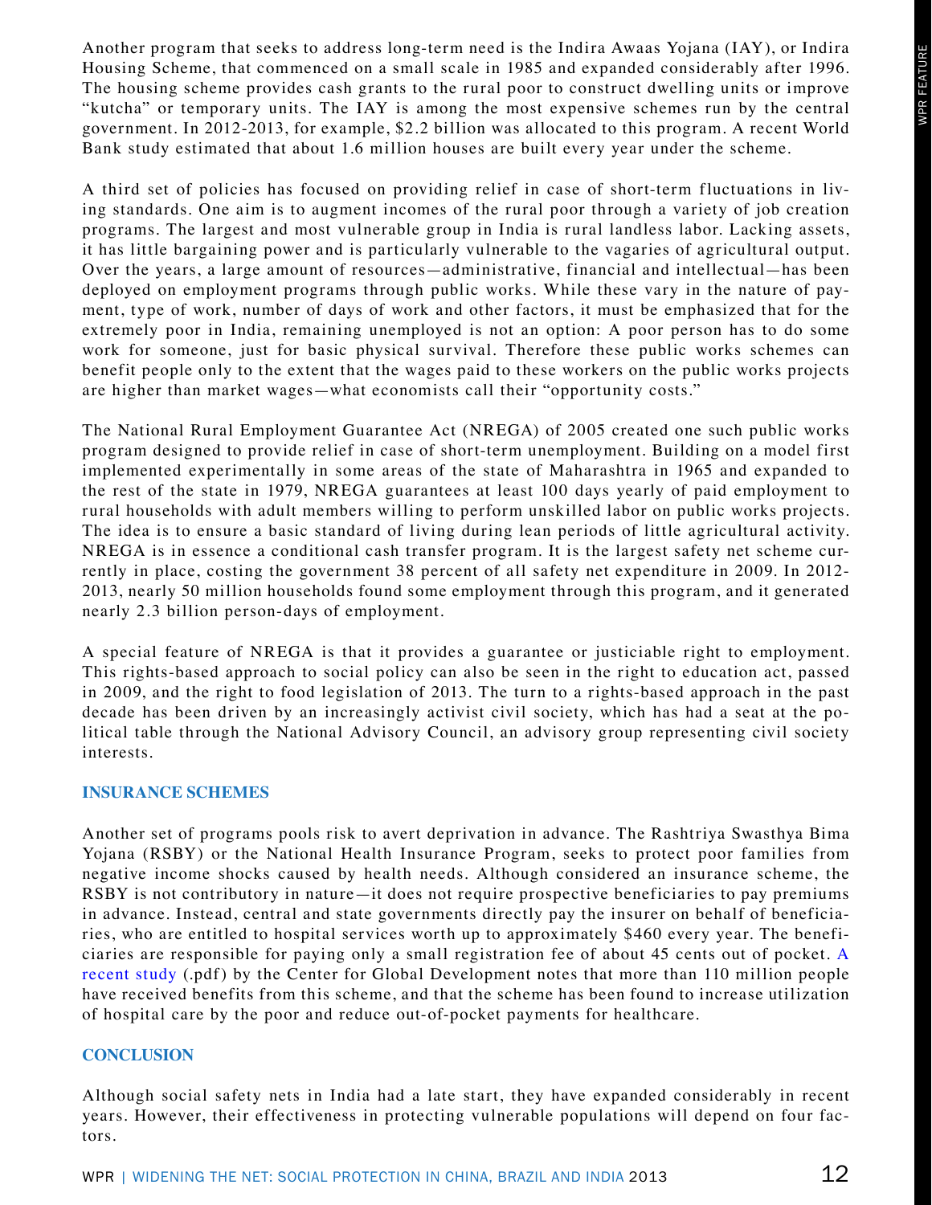Another program that seeks to address long-term need is the Indira Awaas Yojana (IAY), or Indira Housing Scheme, that commenced on a small scale in 1985 and expanded considerably after 1996. The housing scheme provides cash grants to the rural poor to construct dwelling units or improve "kutcha" or temporary units. The IAY is among the most expensive schemes run by the central government. In 2012-2013, for example, $2.2 billion was allocated to this program. A recent World Bank study estimated that about 1.6 million houses are built every year under the scheme.

A third set of policies has focused on providing relief in case of short-term fluctuations in living standards. One aim is to augment incomes of the rural poor through a variety of job creation programs. The largest and most vulnerable group in India is rural landless labor. Lacking assets, it has little bargaining power and is particularly vulnerable to the vagaries of agricultural output. Over the years, a large amount of resources—administrative, financial and intellectual—has been deployed on employment programs through public works. While these vary in the nature of payment, type of work, number of days of work and other factors, it must be emphasized that for the extremely poor in India, remaining unemployed is not an option: A poor person has to do some work for someone, just for basic physical survival. Therefore these public works schemes can benefit people only to the extent that the wages paid to these workers on the public works projects are higher than market wages—what economists call their "opportunity costs."

The National Rural Employment Guarantee Act (NREGA) of 2005 created one such public works program designed to provide relief in case of short-term unemployment. Building on a model first implemented experimentally in some areas of the state of Maharashtra in 1965 and expanded to the rest of the state in 1979, NREGA guarantees at least 100 days yearly of paid employment to rural households with adult members willing to perform unskilled labor on public works projects. The idea is to ensure a basic standard of living during lean periods of little agricultural activity. NREGA is in essence a conditional cash transfer program. It is the largest safety net scheme currently in place, costing the government 38 percent of all safety net expenditure in 2009. In 2012-2013, nearly 50 million households found some employment through this program, and it generated nearly 2.3 billion person-days of employment.

A special feature of NREGA is that it provides a guarantee or justiciable right to employment. This rights-based approach to social policy can also be seen in the right to education act, passed in 2009, and the right to food legislation of 2013. The turn to a rights-based approach in the past decade has been driven by an increasingly activist civil society, which has had a seat at the political table through the National Advisory Council, an advisory group representing civil society interests.

## INSURANCE SCHEMES

Another set of programs pools risk to avert deprivation in advance. The Rashtriya Swasthya Bima Yojana (RSBY) or the National Health Insurance Program, seeks to protect poor families from negative income shocks caused by health needs. Although considered an insurance scheme, the RSBY is not contributory in nature—it does not require prospective beneficiaries to pay premiums in advance. Instead, central and state governments directly pay the insurer on behalf of beneficiaries, who are entitled to hospital services worth up to approximately $460 every year. The beneficiaries are responsible for paying only a small registration fee of about 45 cents out of pocket. A recent study (.pdf) by the Center for Global Development notes that more than 110 million people have received benefits from this scheme, and that the scheme has been found to increase utilization of hospital care by the poor and reduce out-of-pocket payments for healthcare.

## CONCLUSION

Although social safety nets in India had a late start, they have expanded considerably in recent years. However, their effectiveness in protecting vulnerable populations will depend on four factors.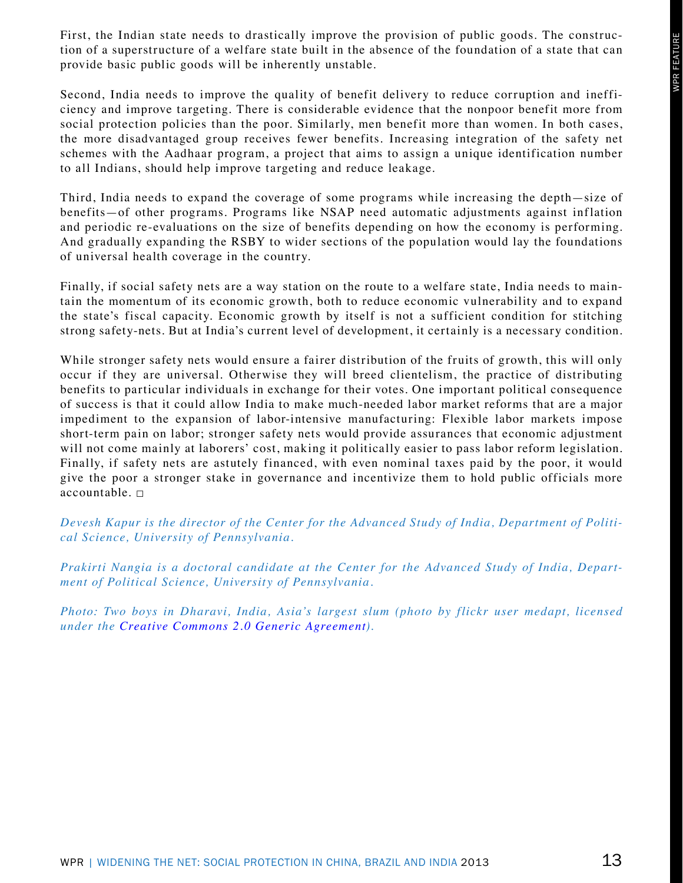First, the Indian state needs to drastically improve the provision of public goods. The construction of a superstructure of a welfare state built in the absence of the foundation of a state that can provide basic public goods will be inherently unstable.

Second, India needs to improve the quality of benefit delivery to reduce corruption and inefficiency and improve targeting. There is considerable evidence that the nonpoor benefit more from social protection policies than the poor. Similarly, men benefit more than women. In both cases, the more disadvantaged group receives fewer benefits. Increasing integration of the safety net schemes with the Aadhaar program, a project that aims to assign a unique identification number to all Indians, should help improve targeting and reduce leakage.

Third, India needs to expand the coverage of some programs while increasing the depth—size of benefits—of other programs. Programs like NSAP need automatic adjustments against inflation and periodic re-evaluations on the size of benefits depending on how the economy is performing. And gradually expanding the RSBY to wider sections of the population would lay the foundations of universal health coverage in the country.

Finally, if social safety nets are a way station on the route to a welfare state, India needs to maintain the momentum of its economic growth, both to reduce economic vulnerability and to expand the state's fiscal capacity. Economic growth by itself is not a sufficient condition for stitching strong safety-nets. But at India's current level of development, it certainly is a necessary condition.

While stronger safety nets would ensure a fairer distribution of the fruits of growth, this will only occur if they are universal. Otherwise they will breed clientelism, the practice of distributing benefits to particular individuals in exchange for their votes. One important political consequence of success is that it could allow India to make much-needed labor market reforms that are a major impediment to the expansion of labor-intensive manufacturing: Flexible labor markets impose short-term pain on labor; stronger safety nets would provide assurances that economic adjustment will not come mainly at laborers' cost, making it politically easier to pass labor reform legislation. Finally, if safety nets are astutely financed, with even nominal taxes paid by the poor, it would give the poor a stronger stake in governance and incentivize them to hold public officials more accountable. □

*Devesh Kapur is the director of the Center for the Advanced Study of India, Department of Political Science, University of Pennsylvania.*

*Prakirti Nangia is a doctoral candidate at the Center for the Advanced Study of India, Department of Political Science, University of Pennsylvania.*

*Photo: Two boys in Dharavi, India, Asia's largest slum (photo by flickr user medapt, licensed under the Creative Commons 2.0 Generic Agreement).*